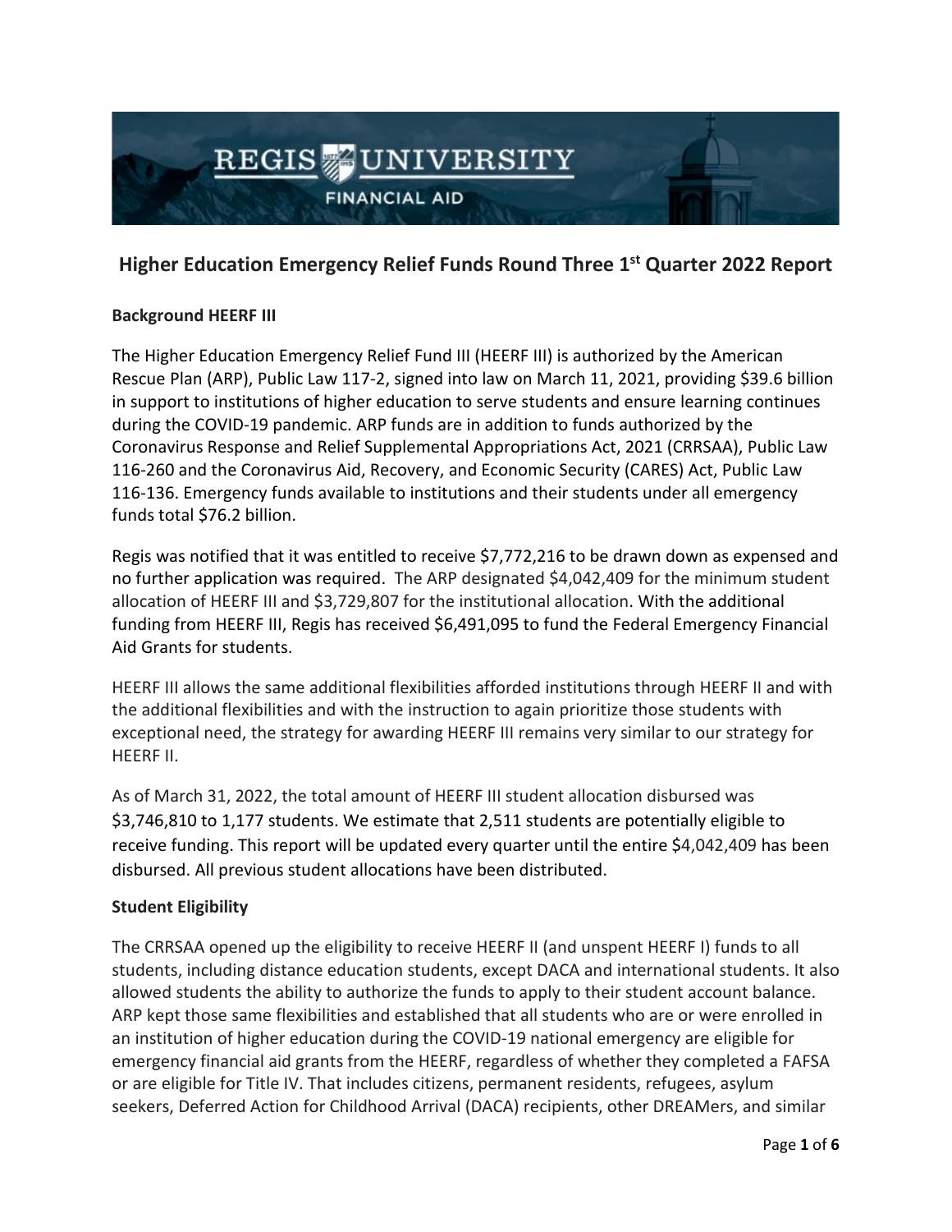# Higher Education Emergency Relief Funds Round Three 1st Quarter 2022 Report

**Background HEERF III**

The Higher Education Emergency Relief Fund III (HEERF III) is authorized by the American Rescue Plan (ARP), Public Law 117-2, signed into law on March 11, 2021, providing $39.6 billion in support to institutions of higher education to serve students and ensure learning continues during the COVID-19 pandemic. ARP funds are in addition to funds authorized by the Coronavirus Response and Relief Supplemental Appropriations Act, 2021 (CRRSAA), Public Law 116-260 and the Coronavirus Aid, Recovery, and Economic Security (CARES) Act, Public Law 116-136. Emergency funds available to institutions and their students under all emergency funds total $76.2 billion.

Regis was notified that it was entitled to receive $7,772,216 to be drawn down as expensed and no further application was required. The ARP designated $4,042,409 for the minimum student allocation of HEERF III and $3,729,807 for the institutional allocation. With the additional funding from HEERF III, Regis has received $6,491,095 to fund the Federal Emergency Financial Aid Grants for students.

HEERF III allows the same additional flexibilities afforded institutions through HEERF II and with the additional flexibilities and with the instruction to again prioritize those students with exceptional need, the strategy for awarding HEERF III remains very similar to our strategy for HEERF II.

As of March 31, 2022, the total amount of HEERF III student allocation disbursed was $3,746,810 to 1,177 students. We estimate that 2,511 students are potentially eligible to receive funding. This report will be updated every quarter until the entire $4,042,409 has been disbursed. All previous student allocations have been distributed.

**Student Eligibility**

The CRRSAA opened up the eligibility to receive HEERF II (and unspent HEERF I) funds to all students, including distance education students, except DACA and international students. It also allowed students the ability to authorize the funds to apply to their student account balance. ARP kept those same flexibilities and established that all students who are or were enrolled in an institution of higher education during the COVID-19 national emergency are eligible for emergency financial aid grants from the HEERF, regardless of whether they completed a FAFSA or are eligible for Title IV. That includes citizens, permanent residents, refugees, asylum seekers, Deferred Action for Childhood Arrival (DACA) recipients, other DREAMers, and similar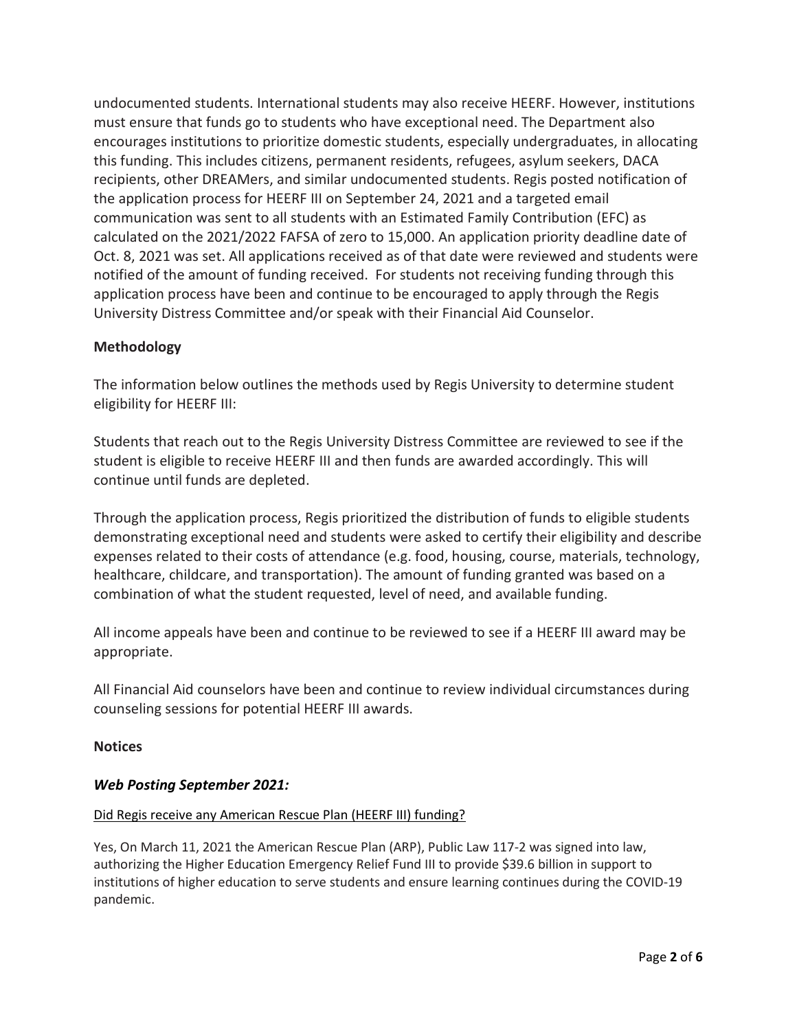undocumented students. International students may also receive HEERF. However, institutions must ensure that funds go to students who have exceptional need. The Department also encourages institutions to prioritize domestic students, especially undergraduates, in allocating this funding. This includes citizens, permanent residents, refugees, asylum seekers, DACA recipients, other DREAMers, and similar undocumented students. Regis posted notification of the application process for HEERF III on September 24, 2021 and a targeted email communication was sent to all students with an Estimated Family Contribution (EFC) as calculated on the 2021/2022 FAFSA of zero to 15,000. An application priority deadline date of Oct. 8, 2021 was set. All applications received as of that date were reviewed and students were notified of the amount of funding received. For students not receiving funding through this application process have been and continue to be encouraged to apply through the Regis University Distress Committee and/or speak with their Financial Aid Counselor.

**Methodology**

The information below outlines the methods used by Regis University to determine student eligibility for HEERF III:

Students that reach out to the Regis University Distress Committee are reviewed to see if the student is eligible to receive HEERF III and then funds are awarded accordingly. This will continue until funds are depleted.

Through the application process, Regis prioritized the distribution of funds to eligible students demonstrating exceptional need and students were asked to certify their eligibility and describe expenses related to their costs of attendance (e.g. food, housing, course, materials, technology, healthcare, childcare, and transportation). The amount of funding granted was based on a combination of what the student requested, level of need, and available funding.

All income appeals have been and continue to be reviewed to see if a HEERF III award may be appropriate.

All Financial Aid counselors have been and continue to review individual circumstances during counseling sessions for potential HEERF III awards.

**Notices**

***Web Posting September 2021:***

Did Regis receive any American Rescue Plan (HEERF III) funding?

Yes, On March 11, 2021 the American Rescue Plan (ARP), Public Law 117-2 was signed into law, authorizing the Higher Education Emergency Relief Fund III to provide $39.6 billion in support to institutions of higher education to serve students and ensure learning continues during the COVID-19 pandemic.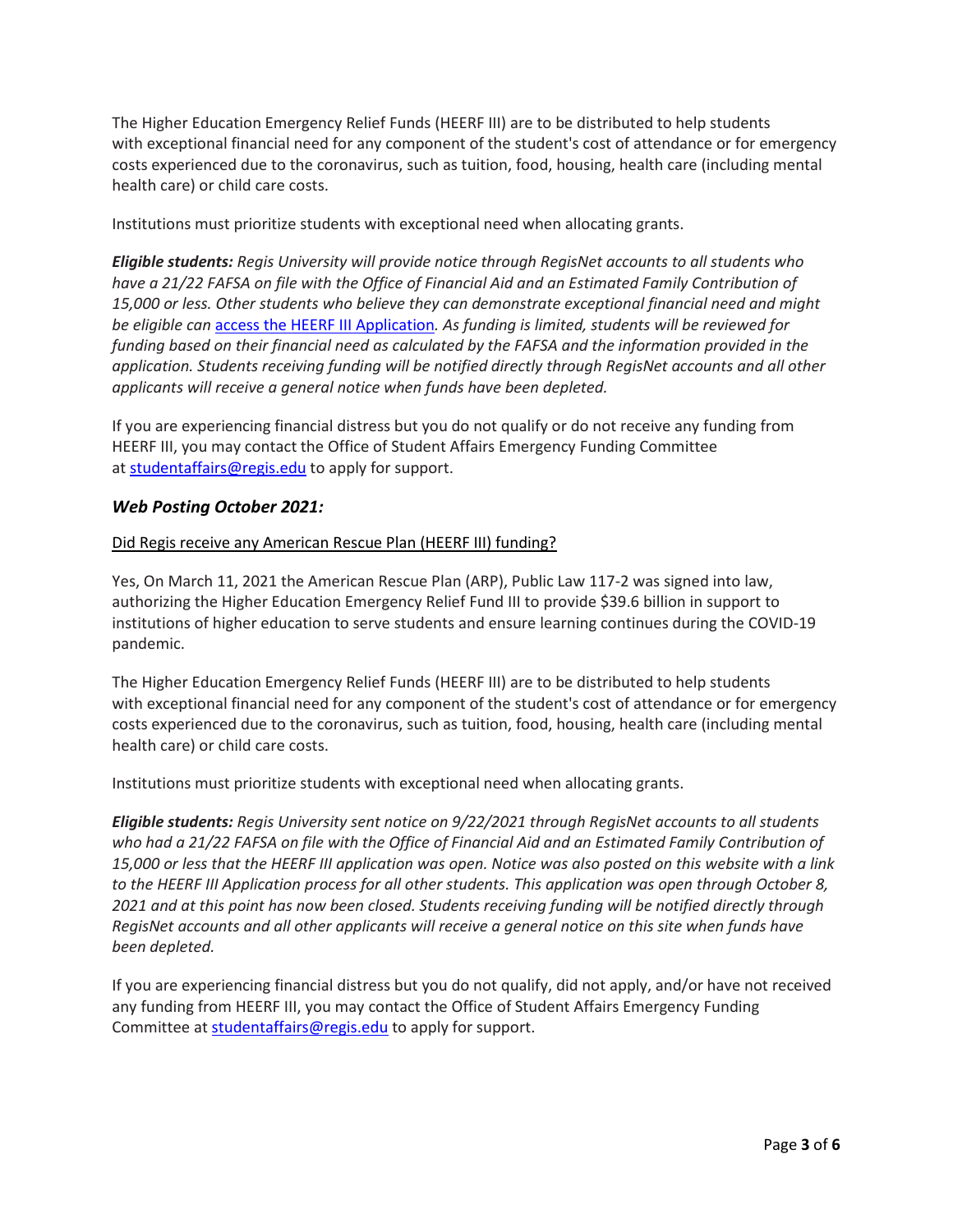The Higher Education Emergency Relief Funds (HEERF III) are to be distributed to help students with exceptional financial need for any component of the student's cost of attendance or for emergency costs experienced due to the coronavirus, such as tuition, food, housing, health care (including mental health care) or child care costs.

Institutions must prioritize students with exceptional need when allocating grants.

***Eligible students:*** *Regis University will provide notice through RegisNet accounts to all students who have a 21/22 FAFSA on file with the Office of Financial Aid and an Estimated Family Contribution of 15,000 or less. Other students who believe they can demonstrate exceptional financial need and might be eligible can* [access the HEERF III Application](). *As funding is limited, students will be reviewed for funding based on their financial need as calculated by the FAFSA and the information provided in the application. Students receiving funding will be notified directly through RegisNet accounts and all other applicants will receive a general notice when funds have been depleted.*

If you are experiencing financial distress but you do not qualify or do not receive any funding from HEERF III, you may contact the Office of Student Affairs Emergency Funding Committee at studentaffairs@regis.edu to apply for support.

### *Web Posting October 2021:*

<u>Did Regis receive any American Rescue Plan (HEERF III) funding?</u>

Yes, On March 11, 2021 the American Rescue Plan (ARP), Public Law 117-2 was signed into law, authorizing the Higher Education Emergency Relief Fund III to provide $39.6 billion in support to institutions of higher education to serve students and ensure learning continues during the COVID-19 pandemic.

The Higher Education Emergency Relief Funds (HEERF III) are to be distributed to help students with exceptional financial need for any component of the student's cost of attendance or for emergency costs experienced due to the coronavirus, such as tuition, food, housing, health care (including mental health care) or child care costs.

Institutions must prioritize students with exceptional need when allocating grants.

***Eligible students:*** *Regis University sent notice on 9/22/2021 through RegisNet accounts to all students who had a 21/22 FAFSA on file with the Office of Financial Aid and an Estimated Family Contribution of 15,000 or less that the HEERF III application was open. Notice was also posted on this website with a link to the HEERF III Application process for all other students. This application was open through October 8, 2021 and at this point has now been closed. Students receiving funding will be notified directly through RegisNet accounts and all other applicants will receive a general notice on this site when funds have been depleted.*

If you are experiencing financial distress but you do not qualify, did not apply, and/or have not received any funding from HEERF III, you may contact the Office of Student Affairs Emergency Funding Committee at studentaffairs@regis.edu to apply for support.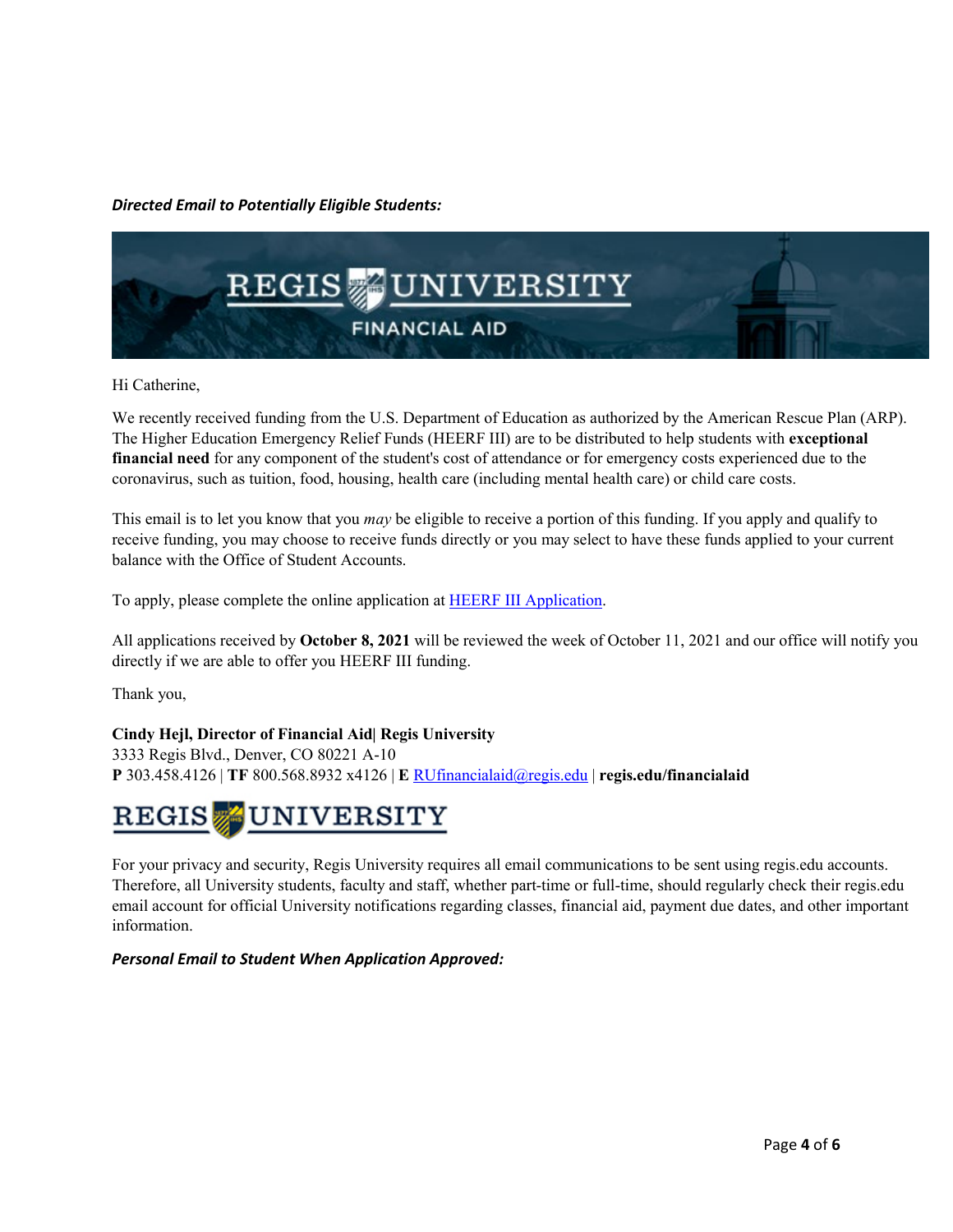***Directed Email to Potentially Eligible Students:***

REGIS UNIVERSITY

FINANCIAL AID

Hi Catherine,

We recently received funding from the U.S. Department of Education as authorized by the American Rescue Plan (ARP). The Higher Education Emergency Relief Funds (HEERF III) are to be distributed to help students with **exceptional financial need** for any component of the student's cost of attendance or for emergency costs experienced due to the coronavirus, such as tuition, food, housing, health care (including mental health care) or child care costs.

This email is to let you know that you *may* be eligible to receive a portion of this funding. If you apply and qualify to receive funding, you may choose to receive funds directly or you may select to have these funds applied to your current balance with the Office of Student Accounts.

To apply, please complete the online application at HEERF III Application.

All applications received by **October 8, 2021** will be reviewed the week of October 11, 2021 and our office will notify you directly if we are able to offer you HEERF III funding.

Thank you,

**Cindy Hejl, Director of Financial Aid| Regis University**
3333 Regis Blvd., Denver, CO 80221 A-10
**P** 303.458.4126 | **TF** 800.568.8932 x4126 | **E** RUfinancialaid@regis.edu | **regis.edu/financialaid**

REGIS UNIVERSITY

For your privacy and security, Regis University requires all email communications to be sent using regis.edu accounts. Therefore, all University students, faculty and staff, whether part-time or full-time, should regularly check their regis.edu email account for official University notifications regarding classes, financial aid, payment due dates, and other important information.

***Personal Email to Student When Application Approved:***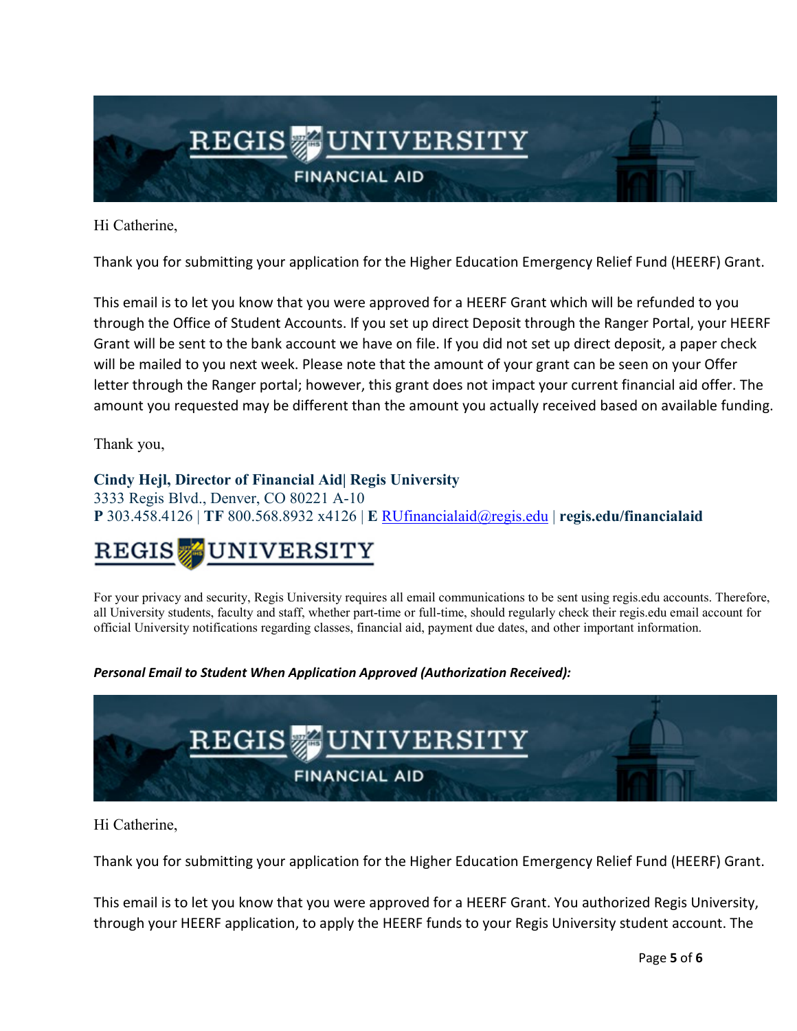Hi Catherine,

Thank you for submitting your application for the Higher Education Emergency Relief Fund (HEERF) Grant.

This email is to let you know that you were approved for a HEERF Grant which will be refunded to you through the Office of Student Accounts. If you set up direct Deposit through the Ranger Portal, your HEERF Grant will be sent to the bank account we have on file. If you did not set up direct deposit, a paper check will be mailed to you next week. Please note that the amount of your grant can be seen on your Offer letter through the Ranger portal; however, this grant does not impact your current financial aid offer. The amount you requested may be different than the amount you actually received based on available funding.

Thank you,

**Cindy Hejl, Director of Financial Aid| Regis University**
3333 Regis Blvd., Denver, CO 80221 A-10
**P** 303.458.4126 | **TF** 800.568.8932 x4126 | **E** RUfinancialaid@regis.edu | **regis.edu/financialaid**

For your privacy and security, Regis University requires all email communications to be sent using regis.edu accounts. Therefore, all University students, faculty and staff, whether part-time or full-time, should regularly check their regis.edu email account for official University notifications regarding classes, financial aid, payment due dates, and other important information.

***Personal Email to Student When Application Approved (Authorization Received):***

Hi Catherine,

Thank you for submitting your application for the Higher Education Emergency Relief Fund (HEERF) Grant.

This email is to let you know that you were approved for a HEERF Grant. You authorized Regis University, through your HEERF application, to apply the HEERF funds to your Regis University student account. The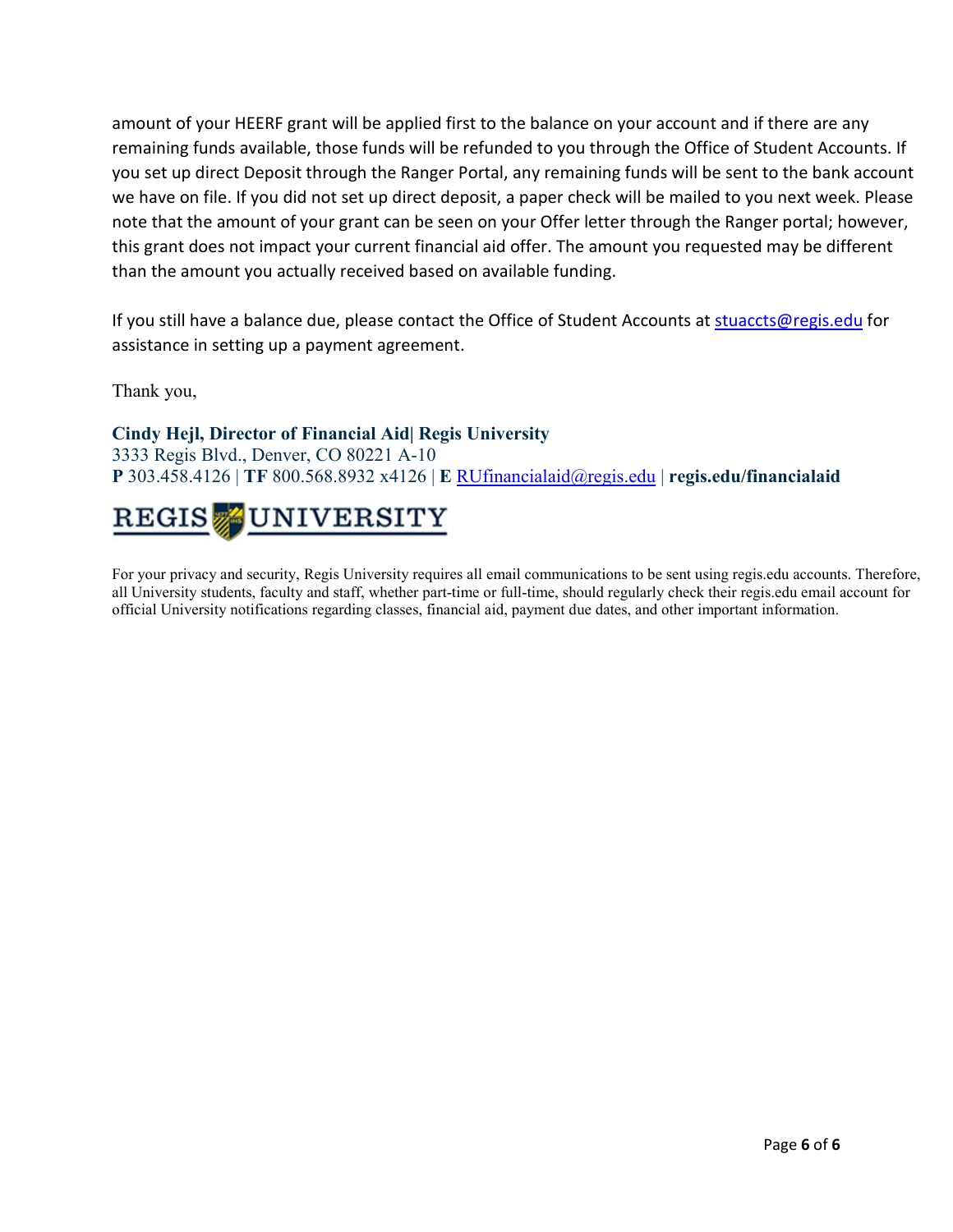amount of your HEERF grant will be applied first to the balance on your account and if there are any remaining funds available, those funds will be refunded to you through the Office of Student Accounts. If you set up direct Deposit through the Ranger Portal, any remaining funds will be sent to the bank account we have on file. If you did not set up direct deposit, a paper check will be mailed to you next week. Please note that the amount of your grant can be seen on your Offer letter through the Ranger portal; however, this grant does not impact your current financial aid offer. The amount you requested may be different than the amount you actually received based on available funding.

If you still have a balance due, please contact the Office of Student Accounts at stuaccts@regis.edu for assistance in setting up a payment agreement.

Thank you,

**Cindy Hejl, Director of Financial Aid| Regis University**
3333 Regis Blvd., Denver, CO 80221 A-10
**P** 303.458.4126 | **TF** 800.568.8932 x4126 | **E** RUfinancialaid@regis.edu | **regis.edu/financialaid**

REGIS UNIVERSITY

For your privacy and security, Regis University requires all email communications to be sent using regis.edu accounts. Therefore, all University students, faculty and staff, whether part-time or full-time, should regularly check their regis.edu email account for official University notifications regarding classes, financial aid, payment due dates, and other important information.